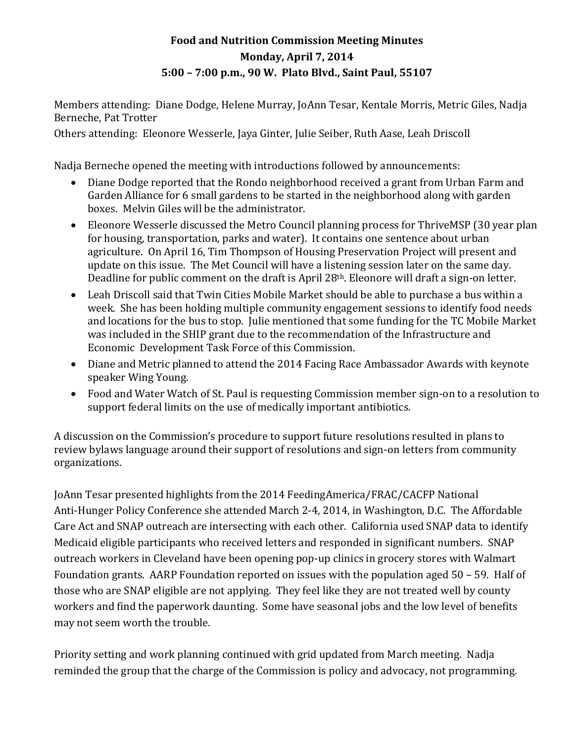**Food and Nutrition Commission Meeting Minutes**
**Monday, April 7, 2014**
**5:00 – 7:00 p.m., 90 W. Plato Blvd., Saint Paul, 55107**

Members attending: Diane Dodge, Helene Murray, JoAnn Tesar, Kentale Morris, Metric Giles, Nadja Berneche, Pat Trotter
Others attending: Eleonore Wesserle, Jaya Ginter, Julie Seiber, Ruth Aase, Leah Driscoll

Nadja Berneche opened the meeting with introductions followed by announcements:

- Diane Dodge reported that the Rondo neighborhood received a grant from Urban Farm and Garden Alliance for 6 small gardens to be started in the neighborhood along with garden boxes. Melvin Giles will be the administrator.
- Eleonore Wesserle discussed the Metro Council planning process for ThriveMSP (30 year plan for housing, transportation, parks and water). It contains one sentence about urban agriculture. On April 16, Tim Thompson of Housing Preservation Project will present and update on this issue. The Met Council will have a listening session later on the same day. Deadline for public comment on the draft is April 28th. Eleonore will draft a sign-on letter.
- Leah Driscoll said that Twin Cities Mobile Market should be able to purchase a bus within a week. She has been holding multiple community engagement sessions to identify food needs and locations for the bus to stop. Julie mentioned that some funding for the TC Mobile Market was included in the SHIP grant due to the recommendation of the Infrastructure and Economic Development Task Force of this Commission.
- Diane and Metric planned to attend the 2014 Facing Race Ambassador Awards with keynote speaker Wing Young.
- Food and Water Watch of St. Paul is requesting Commission member sign-on to a resolution to support federal limits on the use of medically important antibiotics.

A discussion on the Commission's procedure to support future resolutions resulted in plans to review bylaws language around their support of resolutions and sign-on letters from community organizations.

JoAnn Tesar presented highlights from the 2014 FeedingAmerica/FRAC/CACFP National Anti-Hunger Policy Conference she attended March 2-4, 2014, in Washington, D.C. The Affordable Care Act and SNAP outreach are intersecting with each other. California used SNAP data to identify Medicaid eligible participants who received letters and responded in significant numbers. SNAP outreach workers in Cleveland have been opening pop-up clinics in grocery stores with Walmart Foundation grants. AARP Foundation reported on issues with the population aged 50 – 59. Half of those who are SNAP eligible are not applying. They feel like they are not treated well by county workers and find the paperwork daunting. Some have seasonal jobs and the low level of benefits may not seem worth the trouble.

Priority setting and work planning continued with grid updated from March meeting. Nadja reminded the group that the charge of the Commission is policy and advocacy, not programming.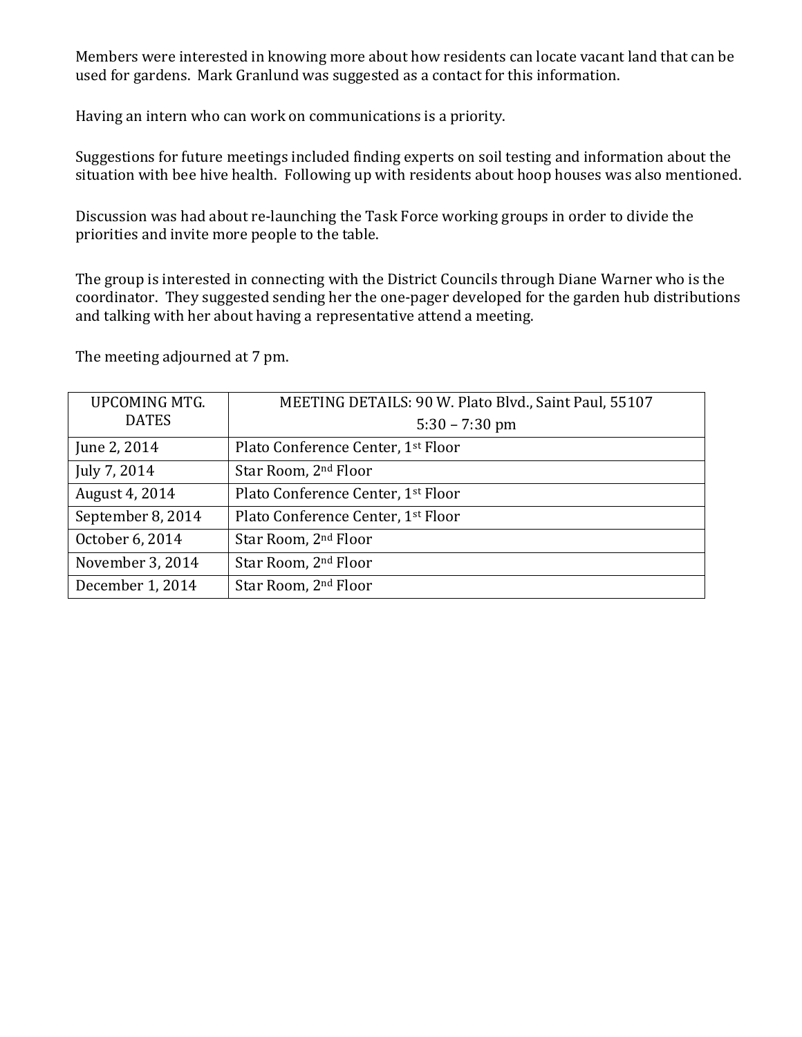Members were interested in knowing more about how residents can locate vacant land that can be used for gardens. Mark Granlund was suggested as a contact for this information.

Having an intern who can work on communications is a priority.

Suggestions for future meetings included finding experts on soil testing and information about the situation with bee hive health. Following up with residents about hoop houses was also mentioned.

Discussion was had about re-launching the Task Force working groups in order to divide the priorities and invite more people to the table.

The group is interested in connecting with the District Councils through Diane Warner who is the coordinator. They suggested sending her the one-pager developed for the garden hub distributions and talking with her about having a representative attend a meeting.

The meeting adjourned at 7 pm.

| UPCOMING MTG. DATES | MEETING DETAILS: 90 W. Plato Blvd., Saint Paul, 55107 5:30 – 7:30 pm |
|---|---|
| June 2, 2014 | Plato Conference Center, 1st Floor |
| July 7, 2014 | Star Room, 2nd Floor |
| August 4, 2014 | Plato Conference Center, 1st Floor |
| September 8, 2014 | Plato Conference Center, 1st Floor |
| October 6, 2014 | Star Room, 2nd Floor |
| November 3, 2014 | Star Room, 2nd Floor |
| December 1, 2014 | Star Room, 2nd Floor |